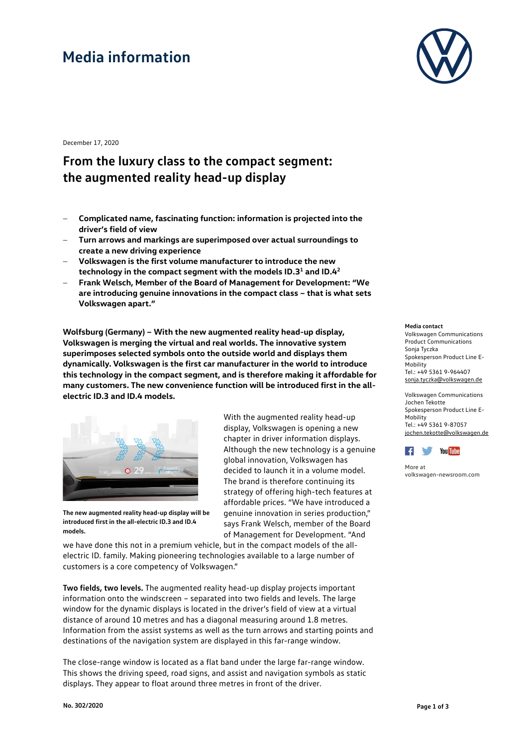# Media information

December 17, 2020

## From the luxury class to the compact segment: the augmented reality head-up display

- **Complicated name, fascinating function: information is projected into the driver's field of view**
- **Turn arrows and markings are superimposed over actual surroundings to create a new driving experience**
- **Volkswagen is the first volume manufacturer to introduce the new technology in the compact segment with the models ID.3[1] and ID.4[2]**
- **Frank Welsch, Member of the Board of Management for Development: "We are introducing genuine innovations in the compact class – that is what sets Volkswagen apart."**

**Wolfsburg (Germany) – With the new augmented reality head-up display, Volkswagen is merging the virtual and real worlds. The innovative system superimposes selected symbols onto the outside world and displays them dynamically. Volkswagen is the first car manufacturer in the world to introduce this technology in the compact segment, and is therefore making it affordable for many customers. The new convenience function will be introduced first in the all-electric ID.3 and ID.4 models.**

**The new augmented reality head-up display will be introduced first in the all-electric ID.3 and ID.4 models.**

With the augmented reality head-up display, Volkswagen is opening a new chapter in driver information displays. Although the new technology is a genuine global innovation, Volkswagen has decided to launch it in a volume model. The brand is therefore continuing its strategy of offering high-tech features at affordable prices. "We have introduced a genuine innovation in series production," says Frank Welsch, member of the Board of Management for Development. "And we have done this not in a premium vehicle, but in the compact models of the all-electric ID. family. Making pioneering technologies available to a large number of customers is a core competency of Volkswagen."

**Two fields, two levels.** The augmented reality head-up display projects important information onto the windscreen – separated into two fields and levels. The large window for the dynamic displays is located in the driver's field of view at a virtual distance of around 10 metres and has a diagonal measuring around 1.8 metres. Information from the assist systems as well as the turn arrows and starting points and destinations of the navigation system are displayed in this far-range window.

The close-range window is located as a flat band under the large far-range window. This shows the driving speed, road signs, and assist and navigation symbols as static displays. They appear to float around three metres in front of the driver.

**Media contact**
Volkswagen Communications
Product Communications
Sonja Tyczka
Spokesperson Product Line E-Mobility
Tel.: +49 5361 9-964407
sonja.tyczka@volkswagen.de

Volkswagen Communications
Jochen Tekotte
Spokesperson Product Line E-Mobility
Tel.: +49 5361 9-87057
jochen.tekotte@volkswagen.de

More at
volkswagen-newsroom.com

No. 302/2020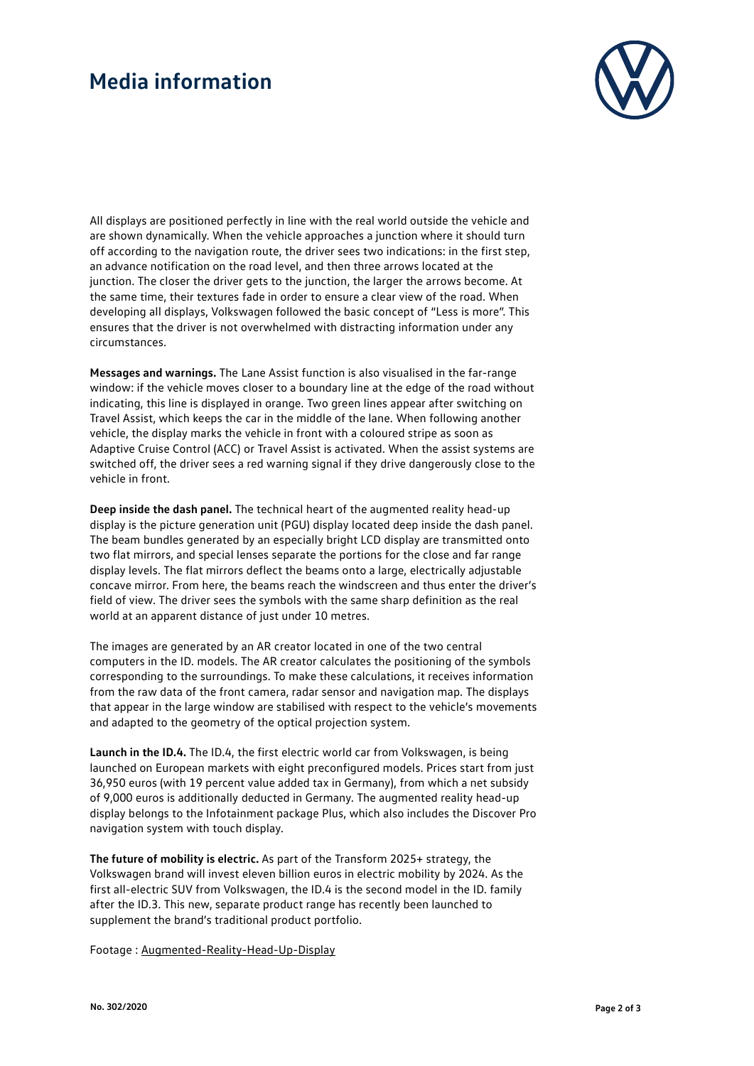All displays are positioned perfectly in line with the real world outside the vehicle and are shown dynamically. When the vehicle approaches a junction where it should turn off according to the navigation route, the driver sees two indications: in the first step, an advance notification on the road level, and then three arrows located at the junction. The closer the driver gets to the junction, the larger the arrows become. At the same time, their textures fade in order to ensure a clear view of the road. When developing all displays, Volkswagen followed the basic concept of "Less is more". This ensures that the driver is not overwhelmed with distracting information under any circumstances.

**Messages and warnings.** The Lane Assist function is also visualised in the far-range window: if the vehicle moves closer to a boundary line at the edge of the road without indicating, this line is displayed in orange. Two green lines appear after switching on Travel Assist, which keeps the car in the middle of the lane. When following another vehicle, the display marks the vehicle in front with a coloured stripe as soon as Adaptive Cruise Control (ACC) or Travel Assist is activated. When the assist systems are switched off, the driver sees a red warning signal if they drive dangerously close to the vehicle in front.

**Deep inside the dash panel.** The technical heart of the augmented reality head-up display is the picture generation unit (PGU) display located deep inside the dash panel. The beam bundles generated by an especially bright LCD display are transmitted onto two flat mirrors, and special lenses separate the portions for the close and far range display levels. The flat mirrors deflect the beams onto a large, electrically adjustable concave mirror. From here, the beams reach the windscreen and thus enter the driver's field of view. The driver sees the symbols with the same sharp definition as the real world at an apparent distance of just under 10 metres.

The images are generated by an AR creator located in one of the two central computers in the ID. models. The AR creator calculates the positioning of the symbols corresponding to the surroundings. To make these calculations, it receives information from the raw data of the front camera, radar sensor and navigation map. The displays that appear in the large window are stabilised with respect to the vehicle's movements and adapted to the geometry of the optical projection system.

**Launch in the ID.4.** The ID.4, the first electric world car from Volkswagen, is being launched on European markets with eight preconfigured models. Prices start from just 36,950 euros (with 19 percent value added tax in Germany), from which a net subsidy of 9,000 euros is additionally deducted in Germany. The augmented reality head-up display belongs to the Infotainment package Plus, which also includes the Discover Pro navigation system with touch display.

**The future of mobility is electric.** As part of the Transform 2025+ strategy, the Volkswagen brand will invest eleven billion euros in electric mobility by 2024. As the first all-electric SUV from Volkswagen, the ID.4 is the second model in the ID. family after the ID.3. This new, separate product range has recently been launched to supplement the brand's traditional product portfolio.

Footage : Augmented-Reality-Head-Up-Display

No. 302/2020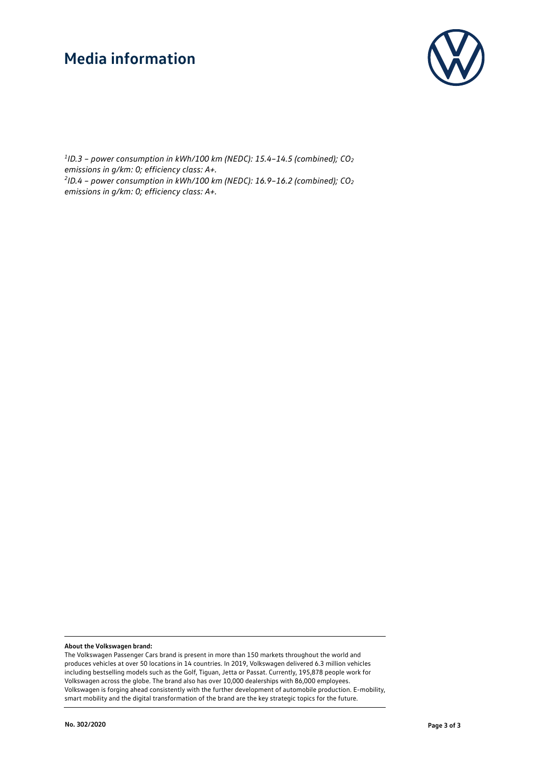*[1]ID.3 – power consumption in kWh/100 km (NEDC): 15.4–14.5 (combined); $CO_2$ emissions in g/km: 0; efficiency class: A+.*
*[2]ID.4 – power consumption in kWh/100 km (NEDC): 16.9–16.2 (combined); $CO_2$ emissions in g/km: 0; efficiency class: A+.*

**About the Volkswagen brand:**
The Volkswagen Passenger Cars brand is present in more than 150 markets throughout the world and produces vehicles at over 50 locations in 14 countries. In 2019, Volkswagen delivered 6.3 million vehicles including bestselling models such as the Golf, Tiguan, Jetta or Passat. Currently, 195,878 people work for Volkswagen across the globe. The brand also has over 10,000 dealerships with 86,000 employees. Volkswagen is forging ahead consistently with the further development of automobile production. E-mobility, smart mobility and the digital transformation of the brand are the key strategic topics for the future.

**No. 302/2020**